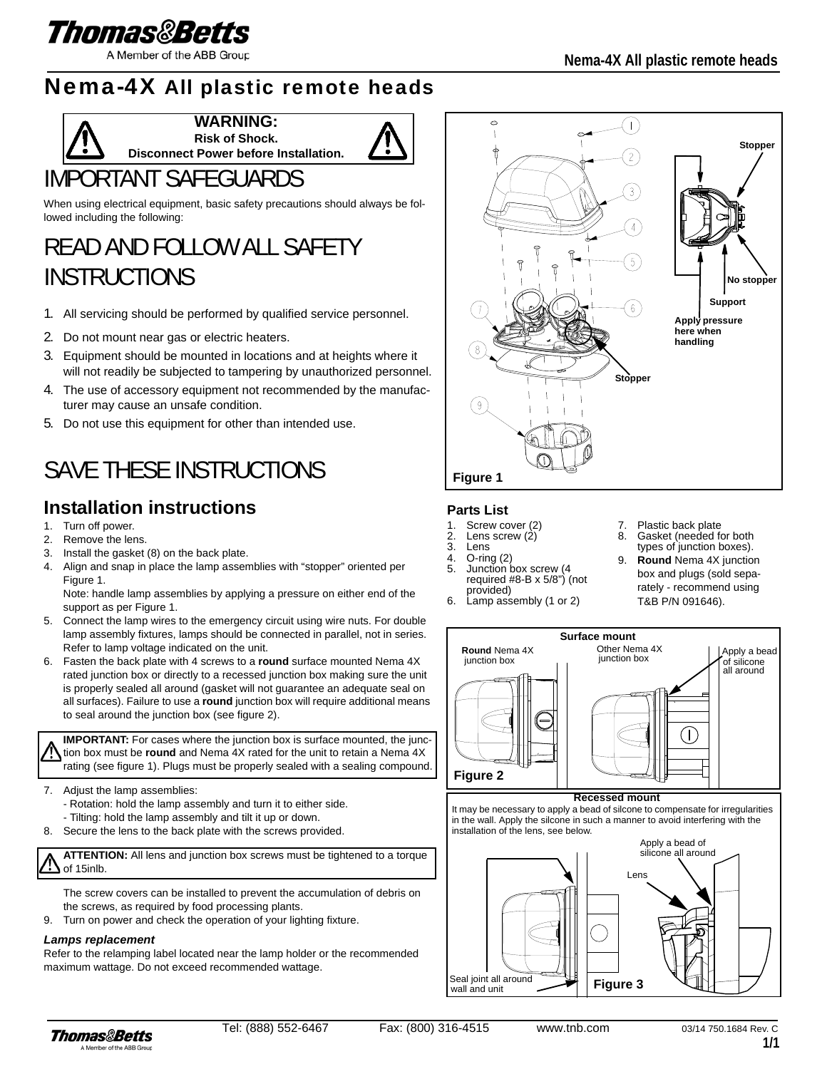# Nema-4X All plastic remote heads

**WARNING:**
**Risk of Shock.**
**Disconnect Power before Installation.**

# IMPORTANT SAFEGUARDS

When using electrical equipment, basic safety precautions should always be followed including the following:

# READ AND FOLLOW ALL SAFETY INSTRUCTIONS

1. All servicing should be performed by qualified service personnel.
2. Do not mount near gas or electric heaters.
3. Equipment should be mounted in locations and at heights where it will not readily be subjected to tampering by unauthorized personnel.
4. The use of accessory equipment not recommended by the manufacturer may cause an unsafe condition.
5. Do not use this equipment for other than intended use.

# SAVE THESE INSTRUCTIONS

## Installation instructions

1. Turn off power.
2. Remove the lens.
3. Install the gasket (8) on the back plate.
4. Align and snap in place the lamp assemblies with "stopper" oriented per Figure 1.
   Note: handle lamp assemblies by applying a pressure on either end of the support as per Figure 1.
5. Connect the lamp wires to the emergency circuit using wire nuts. For double lamp assembly fixtures, lamps should be connected in parallel, not in series. Refer to lamp voltage indicated on the unit.
6. Fasten the back plate with 4 screws to a **round** surface mounted Nema 4X rated junction box or directly to a recessed junction box making sure the unit is properly sealed all around (gasket will not guarantee an adequate seal on all surfaces). Failure to use a **round** junction box will require additional means to seal around the junction box (see figure 2).

**IMPORTANT:** For cases where the junction box is surface mounted, the junction box must be **round** and Nema 4X rated for the unit to retain a Nema 4X rating (see figure 1). Plugs must be properly sealed with a sealing compound.

7. Adjust the lamp assemblies:
   - Rotation: hold the lamp assembly and turn it to either side.
   - Tilting: hold the lamp assembly and tilt it up or down.
8. Secure the lens to the back plate with the screws provided.

**ATTENTION:** All lens and junction box screws must be tightened to a torque of 15inlb.

   The screw covers can be installed to prevent the accumulation of debris on the screws, as required by food processing plants.

9. Turn on power and check the operation of your lighting fixture.

***Lamps replacement***

Refer to the relamping label located near the lamp holder or the recommended maximum wattage. Do not exceed recommended wattage.

Stopper

No stopper

Support

Apply pressure here when handling

Stopper

Figure 1

### Parts List

1. Screw cover (2)
2. Lens screw (2)
3. Lens
4. O-ring (2)
5. Junction box screw (4 required #8-B x 5/8") (not provided)
6. Lamp assembly (1 or 2)
7. Plastic back plate
8. Gasket (needed for both types of junction boxes).
9. **Round** Nema 4X junction box and plugs (sold separately - recommend using T&B P/N 091646).

**Surface mount**

**Round** Nema 4X junction box

Other Nema 4X junction box

Apply a bead of silicone all around

Figure 2

**Recessed mount**

It may be necessary to apply a bead of silcone to compensate for irregularities in the wall. Apply the silcone in such a manner to avoid interfering with the installation of the lens, see below.

Apply a bead of silicone all around

Lens

Seal joint all around wall and unit

Figure 3

Tel: (888) 552-6467 Fax: (800) 316-4515 www.tnb.com

03/14 750.1684 Rev. C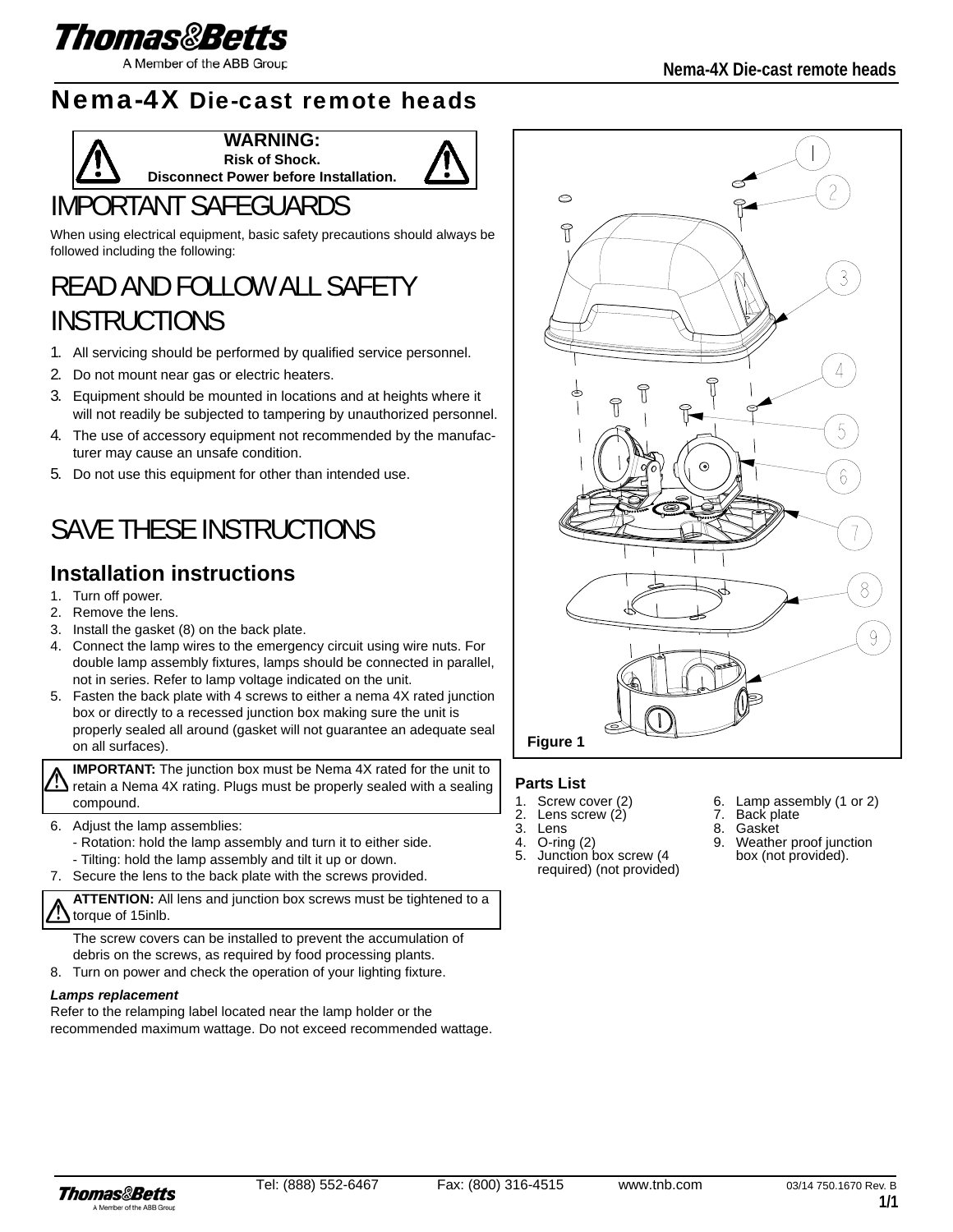# Nema-4X Die-cast remote heads

**WARNING:**
**Risk of Shock.**
**Disconnect Power before Installation.**

## IMPORTANT SAFEGUARDS

When using electrical equipment, basic safety precautions should always be followed including the following:

## READ AND FOLLOW ALL SAFETY INSTRUCTIONS

1. All servicing should be performed by qualified service personnel.
2. Do not mount near gas or electric heaters.
3. Equipment should be mounted in locations and at heights where it will not readily be subjected to tampering by unauthorized personnel.
4. The use of accessory equipment not recommended by the manufacturer may cause an unsafe condition.
5. Do not use this equipment for other than intended use.

## SAVE THESE INSTRUCTIONS

### Installation instructions

1. Turn off power.
2. Remove the lens.
3. Install the gasket (8) on the back plate.
4. Connect the lamp wires to the emergency circuit using wire nuts. For double lamp assembly fixtures, lamps should be connected in parallel, not in series. Refer to lamp voltage indicated on the unit.
5. Fasten the back plate with 4 screws to either a nema 4X rated junction box or directly to a recessed junction box making sure the unit is properly sealed all around (gasket will not guarantee an adequate seal on all surfaces).

**IMPORTANT:** The junction box must be Nema 4X rated for the unit to retain a Nema 4X rating. Plugs must be properly sealed with a sealing compound.

6. Adjust the lamp assemblies:
   - Rotation: hold the lamp assembly and turn it to either side.
   - Tilting: hold the lamp assembly and tilt it up or down.
7. Secure the lens to the back plate with the screws provided.

**ATTENTION:** All lens and junction box screws must be tightened to a torque of 15inlb.

The screw covers can be installed to prevent the accumulation of debris on the screws, as required by food processing plants.

8. Turn on power and check the operation of your lighting fixture.

***Lamps replacement***

Refer to the relamping label located near the lamp holder or the recommended maximum wattage. Do not exceed recommended wattage.

Figure 1

**Parts List**

1. Screw cover (2)
2. Lens screw (2)
3. Lens
4. O-ring (2)
5. Junction box screw (4 required) (not provided)
6. Lamp assembly (1 or 2)
7. Back plate
8. Gasket
9. Weather proof junction box (not provided).

Tel: (888) 552-6467 Fax: (800) 316-4515 www.tnb.com 03/14 750.1670 Rev. B